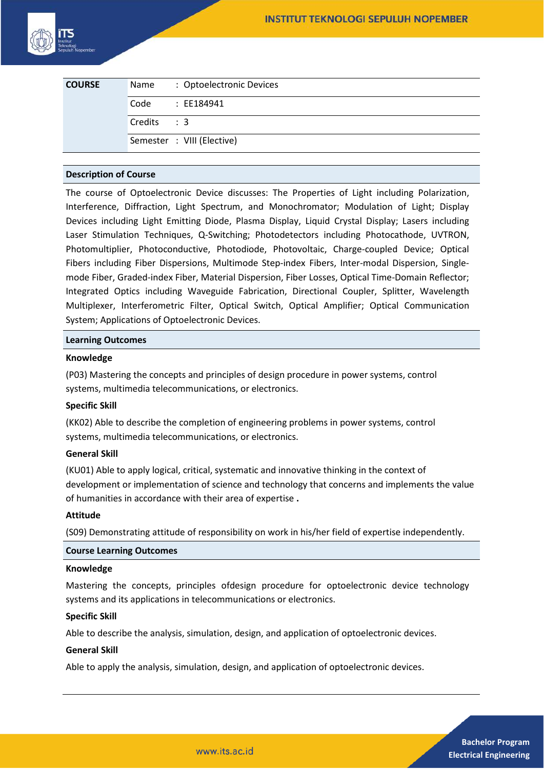| COURSE | Name | : Optoelectronic Devices |
| --- | --- | --- |
| | Code | : EE184941 |
| | Credits | : 3 |
| | Semester | : VIII (Elective) |

## Description of Course

The course of Optoelectronic Device discusses: The Properties of Light including Polarization, Interference, Diffraction, Light Spectrum, and Monochromator; Modulation of Light; Display Devices including Light Emitting Diode, Plasma Display, Liquid Crystal Display; Lasers including Laser Stimulation Techniques, Q-Switching; Photodetectors including Photocathode, UVTRON, Photomultiplier, Photoconductive, Photodiode, Photovoltaic, Charge-coupled Device; Optical Fibers including Fiber Dispersions, Multimode Step-index Fibers, Inter-modal Dispersion, Single-mode Fiber, Graded-index Fiber, Material Dispersion, Fiber Losses, Optical Time-Domain Reflector; Integrated Optics including Waveguide Fabrication, Directional Coupler, Splitter, Wavelength Multiplexer, Interferometric Filter, Optical Switch, Optical Amplifier; Optical Communication System; Applications of Optoelectronic Devices.

## Learning Outcomes

### Knowledge

(P03) Mastering the concepts and principles of design procedure in power systems, control systems, multimedia telecommunications, or electronics.

### Specific Skill

(KK02) Able to describe the completion of engineering problems in power systems, control systems, multimedia telecommunications, or electronics.

### General Skill

(KU01) Able to apply logical, critical, systematic and innovative thinking in the context of development or implementation of science and technology that concerns and implements the value of humanities in accordance with their area of expertise .

### Attitude

(S09) Demonstrating attitude of responsibility on work in his/her field of expertise independently.

## Course Learning Outcomes

### Knowledge

Mastering the concepts, principles ofdesign procedure for optoelectronic device technology systems and its applications in telecommunications or electronics.

### Specific Skill

Able to describe the analysis, simulation, design, and application of optoelectronic devices.

### General Skill

Able to apply the analysis, simulation, design, and application of optoelectronic devices.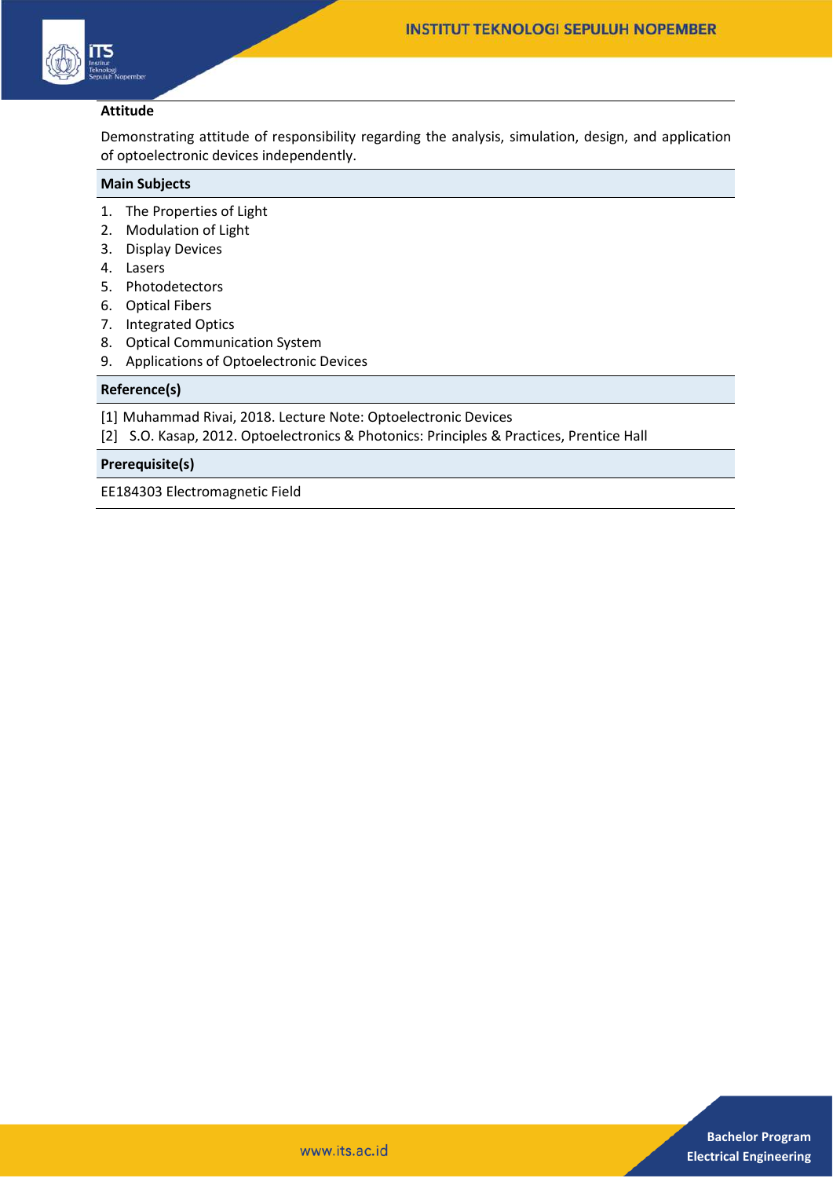**Attitude**

Demonstrating attitude of responsibility regarding the analysis, simulation, design, and application of optoelectronic devices independently.

**Main Subjects**

1. The Properties of Light
2. Modulation of Light
3. Display Devices
4. Lasers
5. Photodetectors
6. Optical Fibers
7. Integrated Optics
8. Optical Communication System
9. Applications of Optoelectronic Devices

**Reference(s)**

[1] Muhammad Rivai, 2018. Lecture Note: Optoelectronic Devices
[2] S.O. Kasap, 2012. Optoelectronics & Photonics: Principles & Practices, Prentice Hall

**Prerequisite(s)**

EE184303 Electromagnetic Field